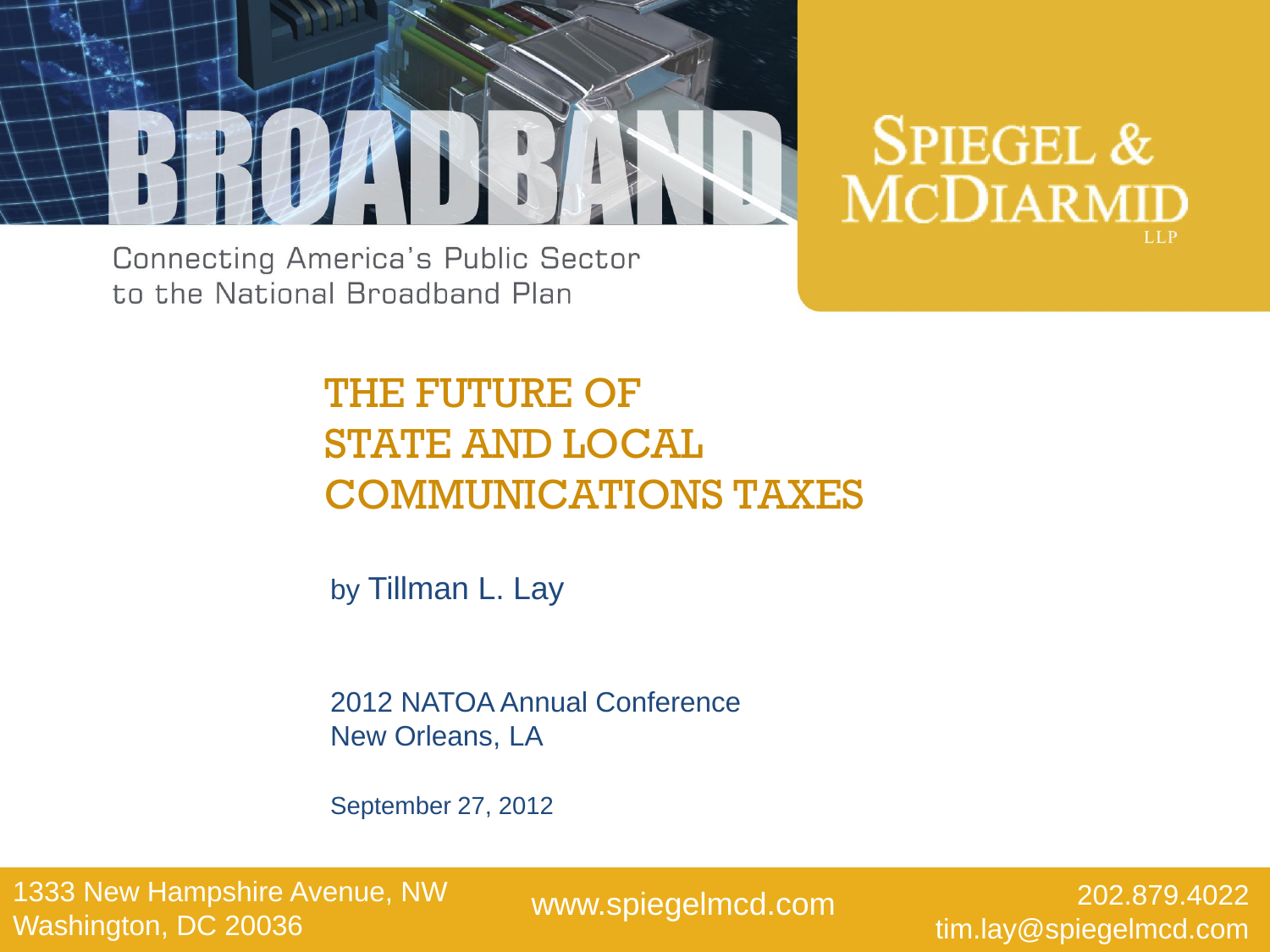BROADBAND

Connecting America's Public Sector
to the National Broadband Plan

SPIEGEL & MCDIARMID LLP

# THE FUTURE OF STATE AND LOCAL COMMUNICATIONS TAXES

by Tillman L. Lay

2012 NATOA Annual Conference
New Orleans, LA

September 27, 2012

1333 New Hampshire Avenue, NW
Washington, DC 20036

www.spiegelmcd.com

202.879.4022
tim.lay@spiegelmcd.com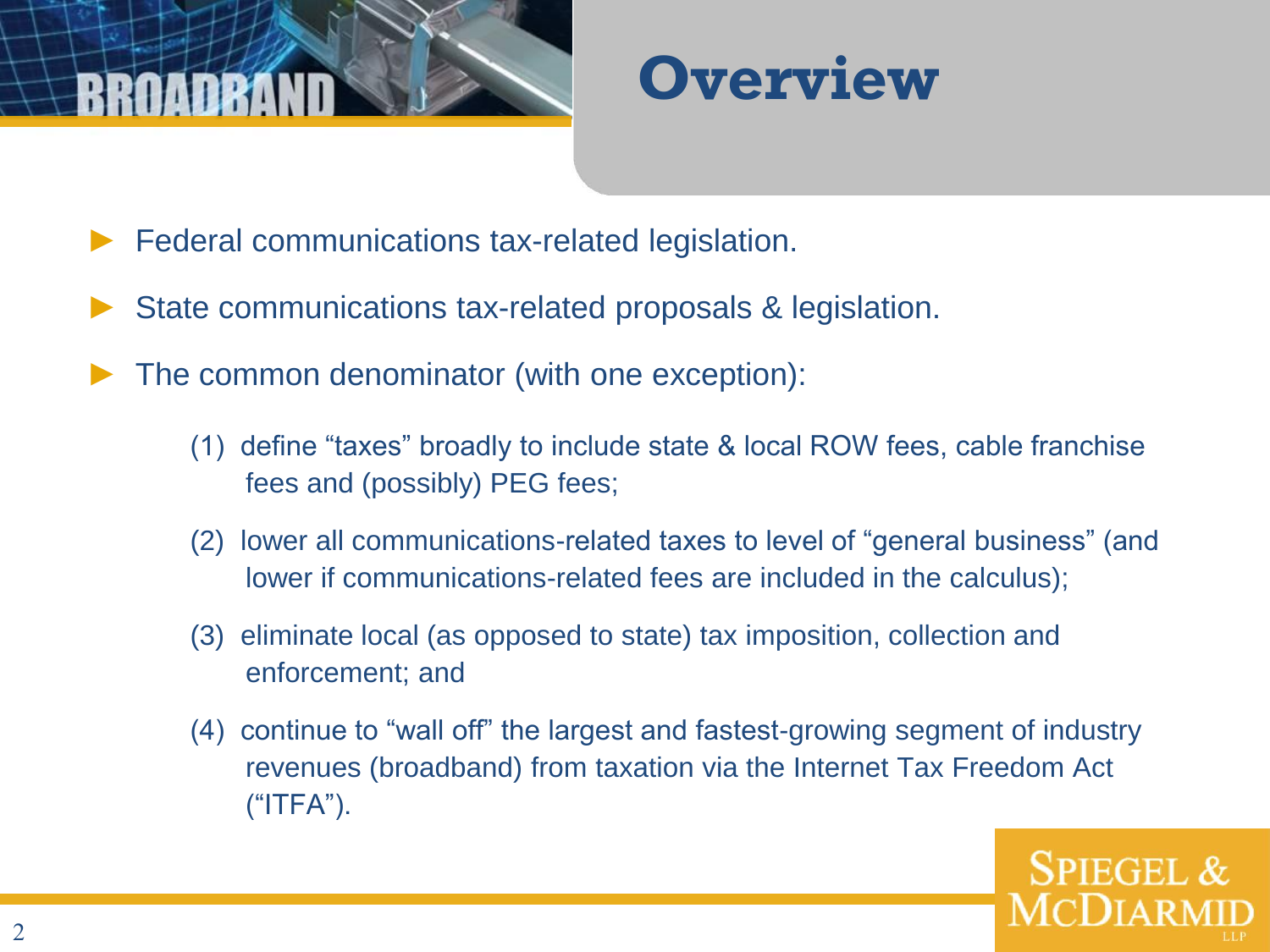# Overview

- Federal communications tax-related legislation.
- State communications tax-related proposals & legislation.
- The common denominator (with one exception):
  - (1) define "taxes" broadly to include state & local ROW fees, cable franchise fees and (possibly) PEG fees;
  - (2) lower all communications-related taxes to level of "general business" (and lower if communications-related fees are included in the calculus);
  - (3) eliminate local (as opposed to state) tax imposition, collection and enforcement; and
  - (4) continue to "wall off" the largest and fastest-growing segment of industry revenues (broadband) from taxation via the Internet Tax Freedom Act ("ITFA").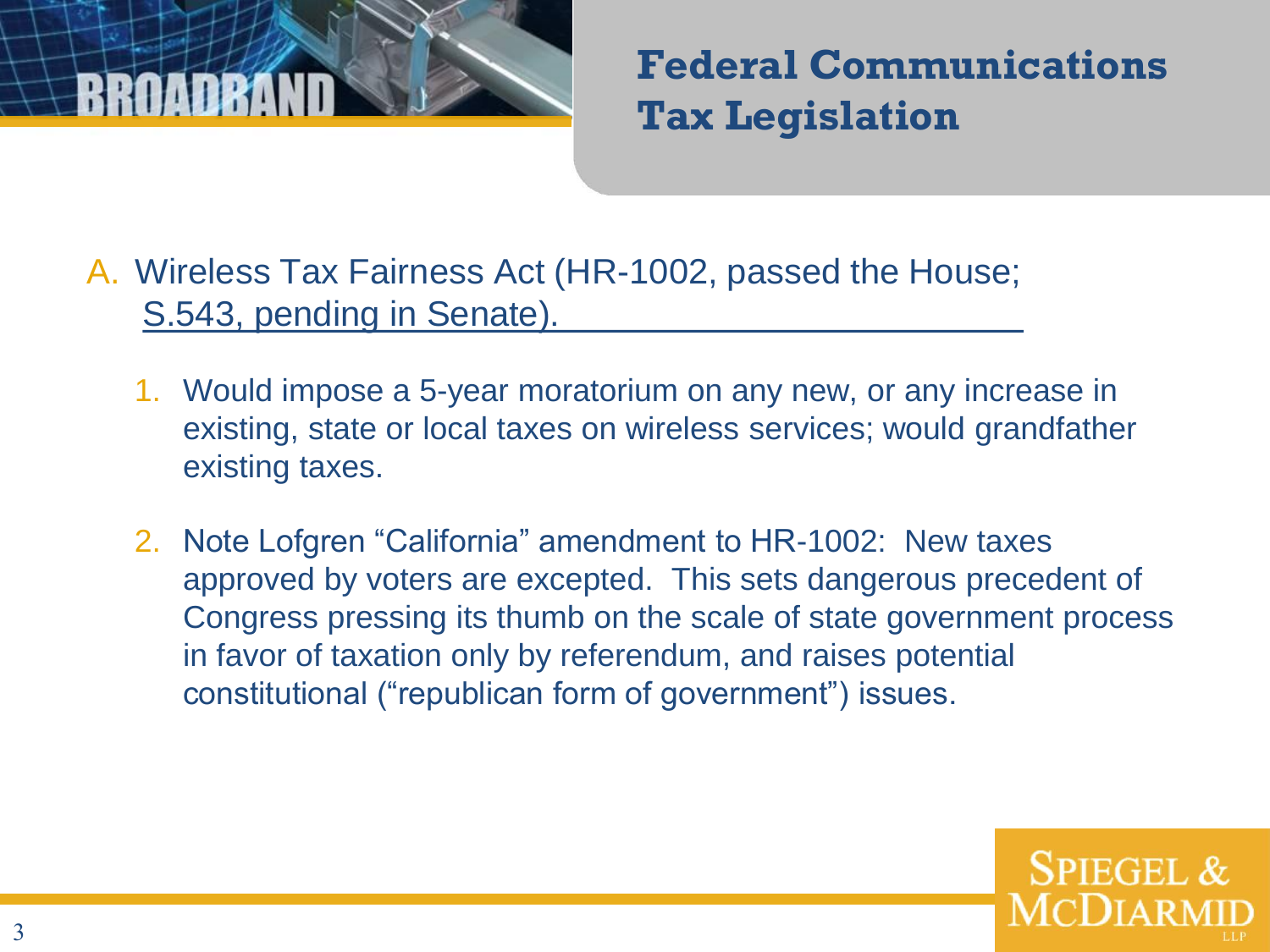# Federal Communications Tax Legislation

A. Wireless Tax Fairness Act (HR-1002, passed the House; S.543, pending in Senate).

   1. Would impose a 5-year moratorium on any new, or any increase in existing, state or local taxes on wireless services; would grandfather existing taxes.

   2. Note Lofgren "California" amendment to HR-1002: New taxes approved by voters are excepted. This sets dangerous precedent of Congress pressing its thumb on the scale of state government process in favor of taxation only by referendum, and raises potential constitutional ("republican form of government") issues.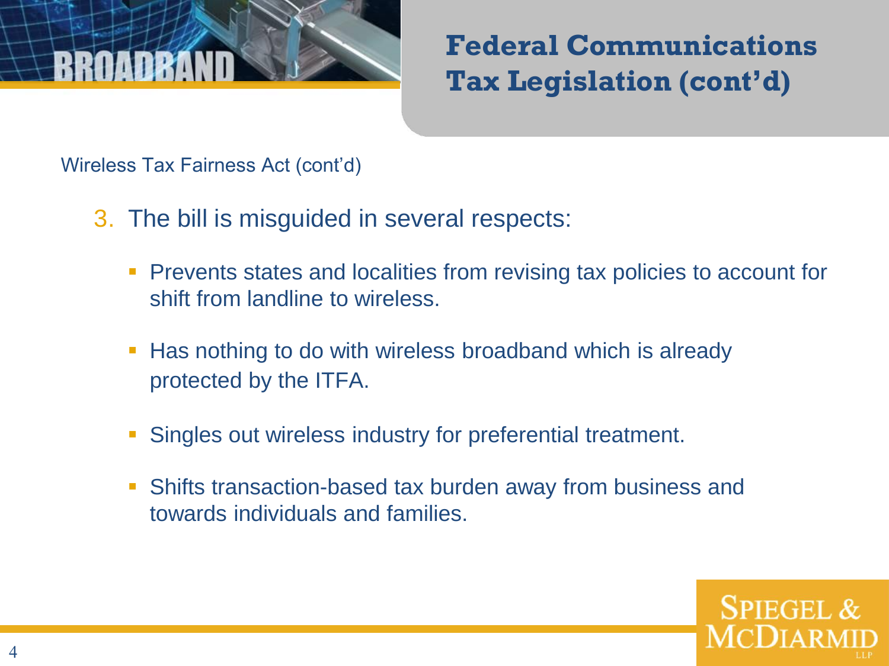# Federal Communications Tax Legislation (cont'd)

Wireless Tax Fairness Act (cont'd)

3. The bill is misguided in several respects:
   - Prevents states and localities from revising tax policies to account for shift from landline to wireless.
   - Has nothing to do with wireless broadband which is already protected by the ITFA.
   - Singles out wireless industry for preferential treatment.
   - Shifts transaction-based tax burden away from business and towards individuals and families.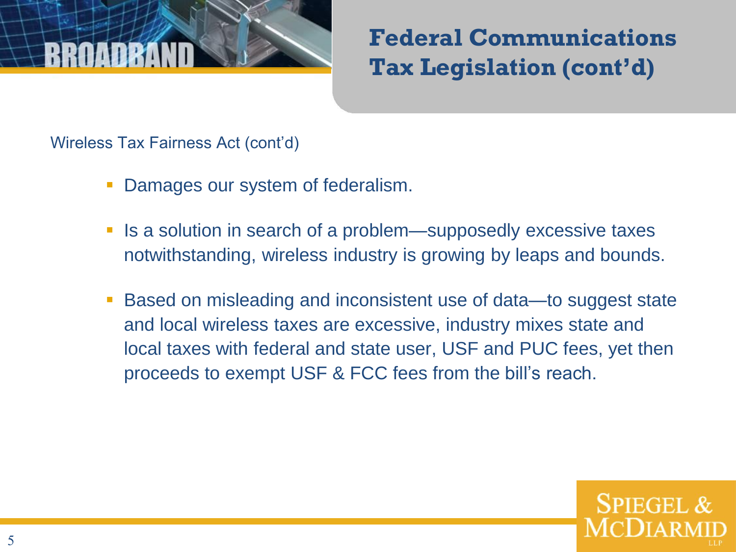# Federal Communications Tax Legislation (cont'd)

Wireless Tax Fairness Act (cont'd)

- Damages our system of federalism.
- Is a solution in search of a problem—supposedly excessive taxes notwithstanding, wireless industry is growing by leaps and bounds.
- Based on misleading and inconsistent use of data—to suggest state and local wireless taxes are excessive, industry mixes state and local taxes with federal and state user, USF and PUC fees, yet then proceeds to exempt USF & FCC fees from the bill's reach.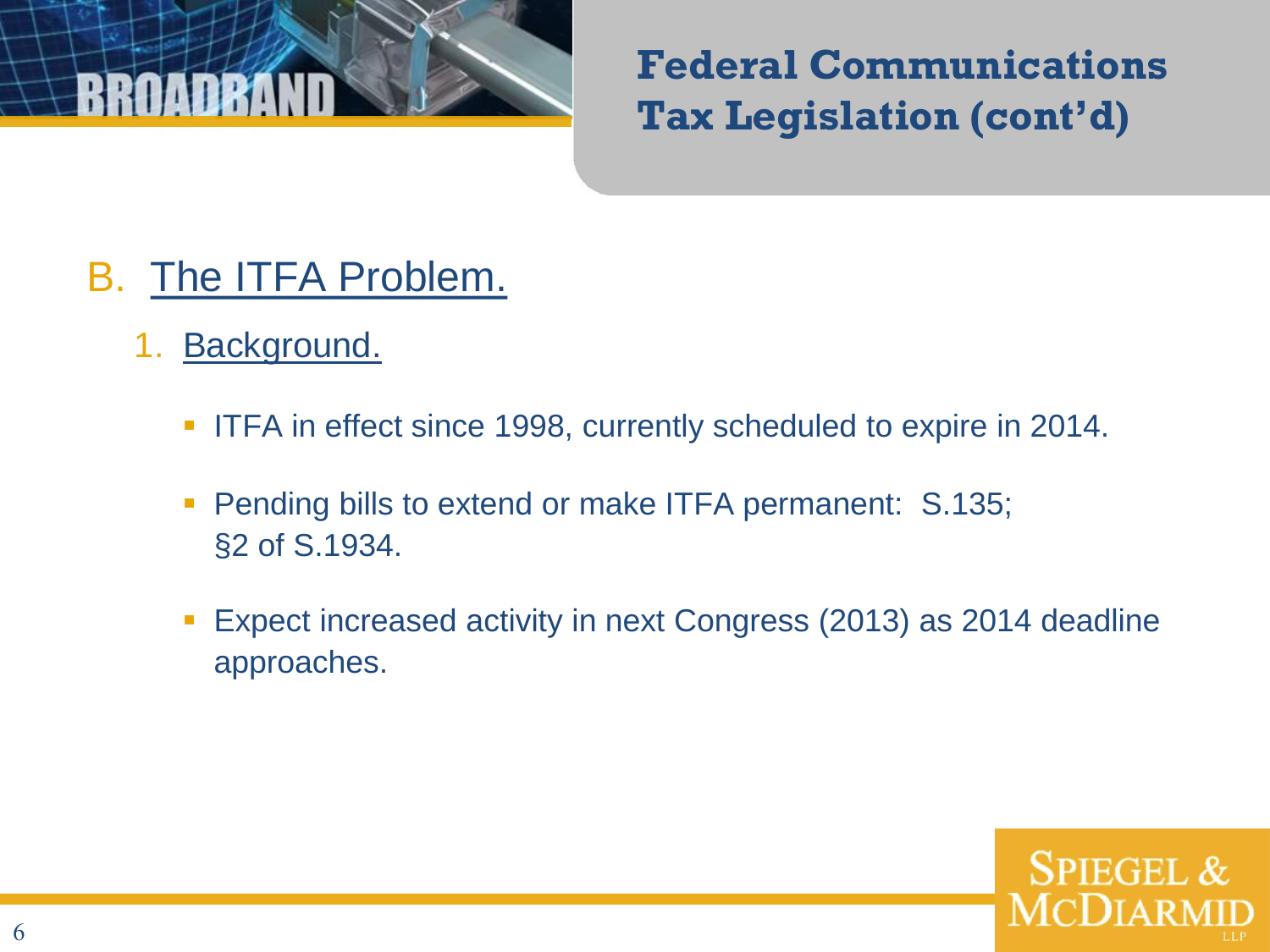# Federal Communications Tax Legislation (cont'd)

## B. The ITFA Problem.

### 1. Background.

- ITFA in effect since 1998, currently scheduled to expire in 2014.
- Pending bills to extend or make ITFA permanent: S.135; §2 of S.1934.
- Expect increased activity in next Congress (2013) as 2014 deadline approaches.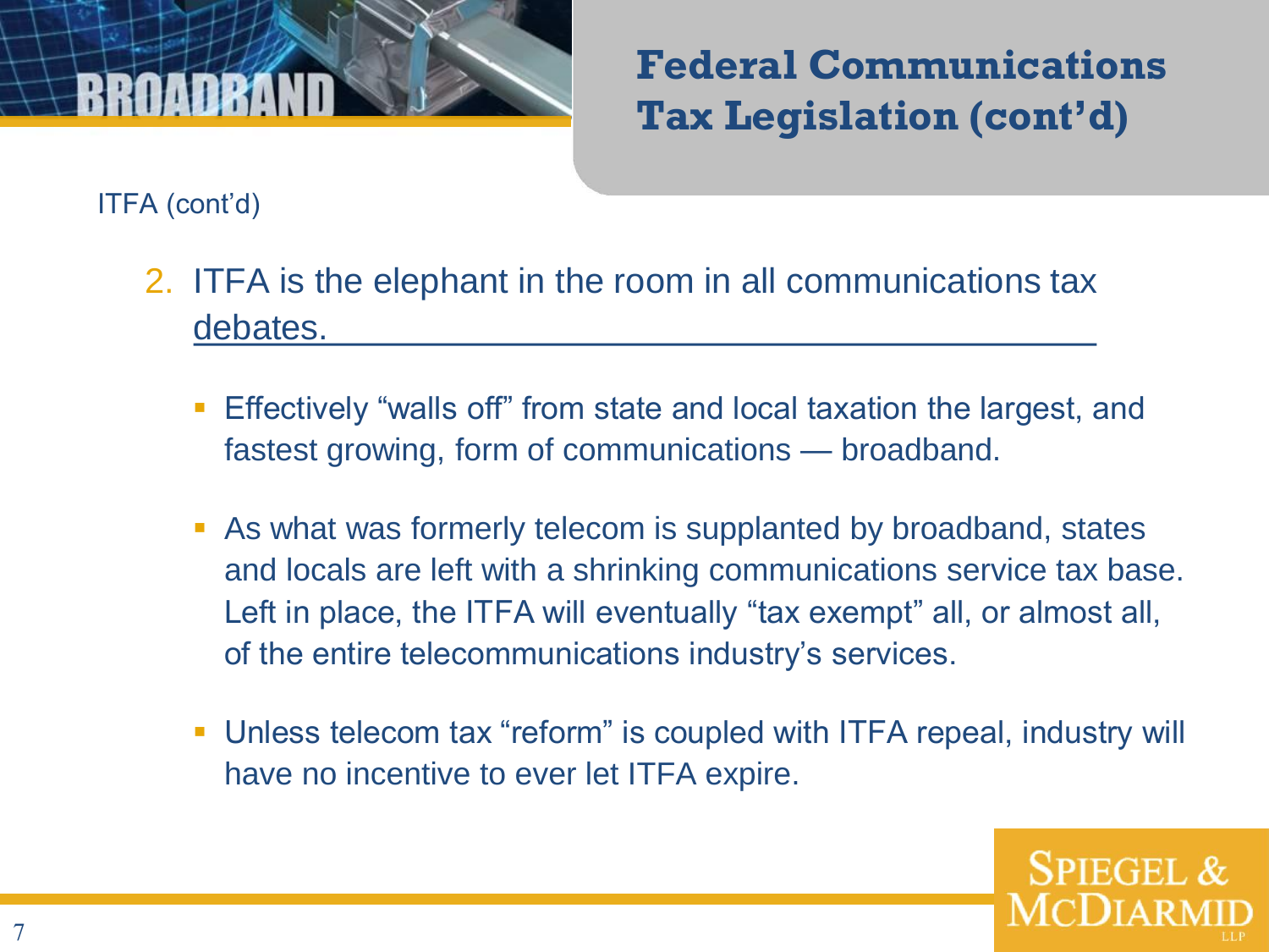# Federal Communications Tax Legislation (cont'd)

ITFA (cont'd)

2. ITFA is the elephant in the room in all communications tax debates.

   - Effectively "walls off" from state and local taxation the largest, and fastest growing, form of communications — broadband.
   - As what was formerly telecom is supplanted by broadband, states and locals are left with a shrinking communications service tax base. Left in place, the ITFA will eventually "tax exempt" all, or almost all, of the entire telecommunications industry's services.
   - Unless telecom tax "reform" is coupled with ITFA repeal, industry will have no incentive to ever let ITFA expire.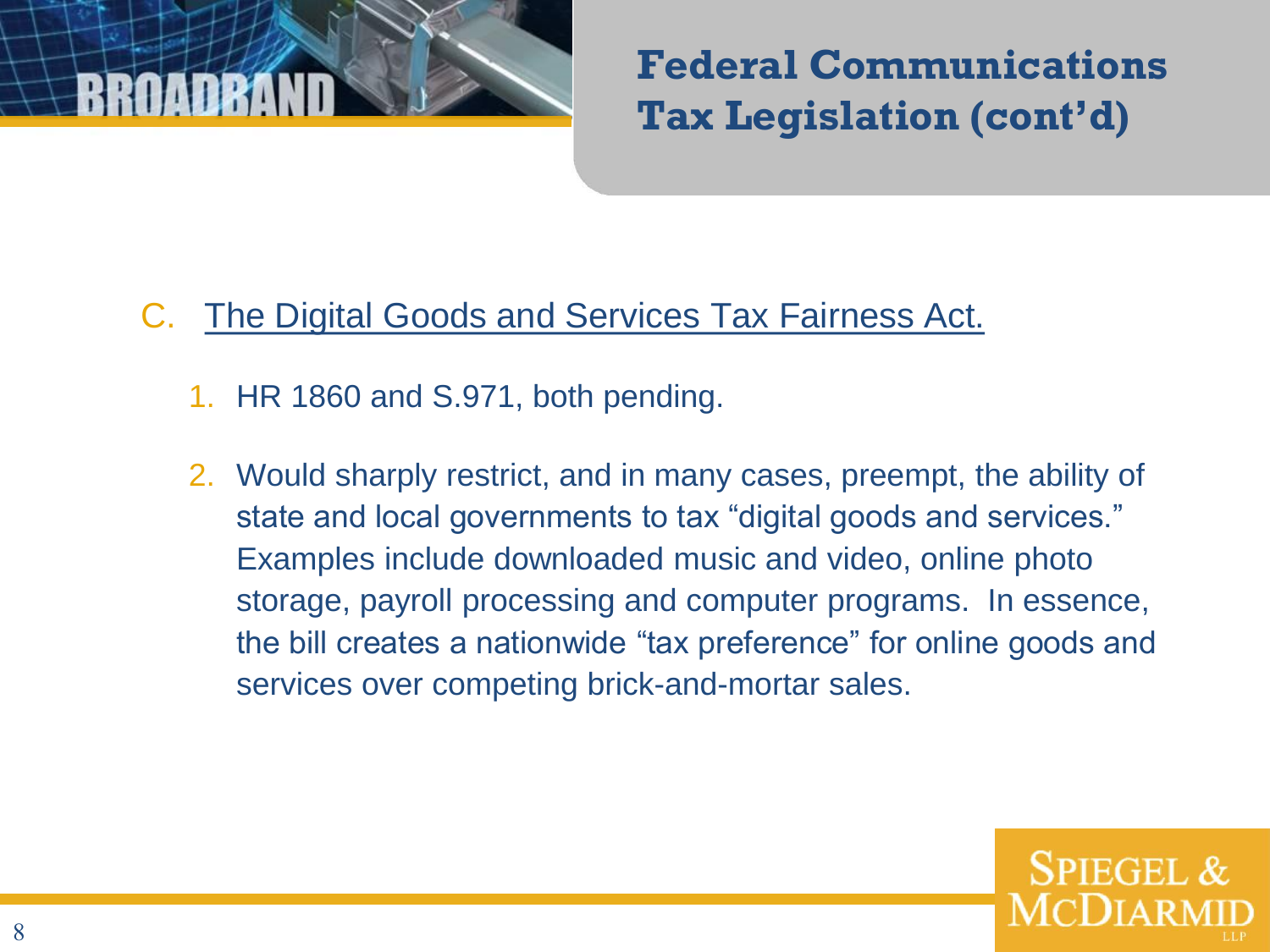# Federal Communications Tax Legislation (cont'd)

C. The Digital Goods and Services Tax Fairness Act.

1. HR 1860 and S.971, both pending.
2. Would sharply restrict, and in many cases, preempt, the ability of state and local governments to tax "digital goods and services." Examples include downloaded music and video, online photo storage, payroll processing and computer programs. In essence, the bill creates a nationwide "tax preference" for online goods and services over competing brick-and-mortar sales.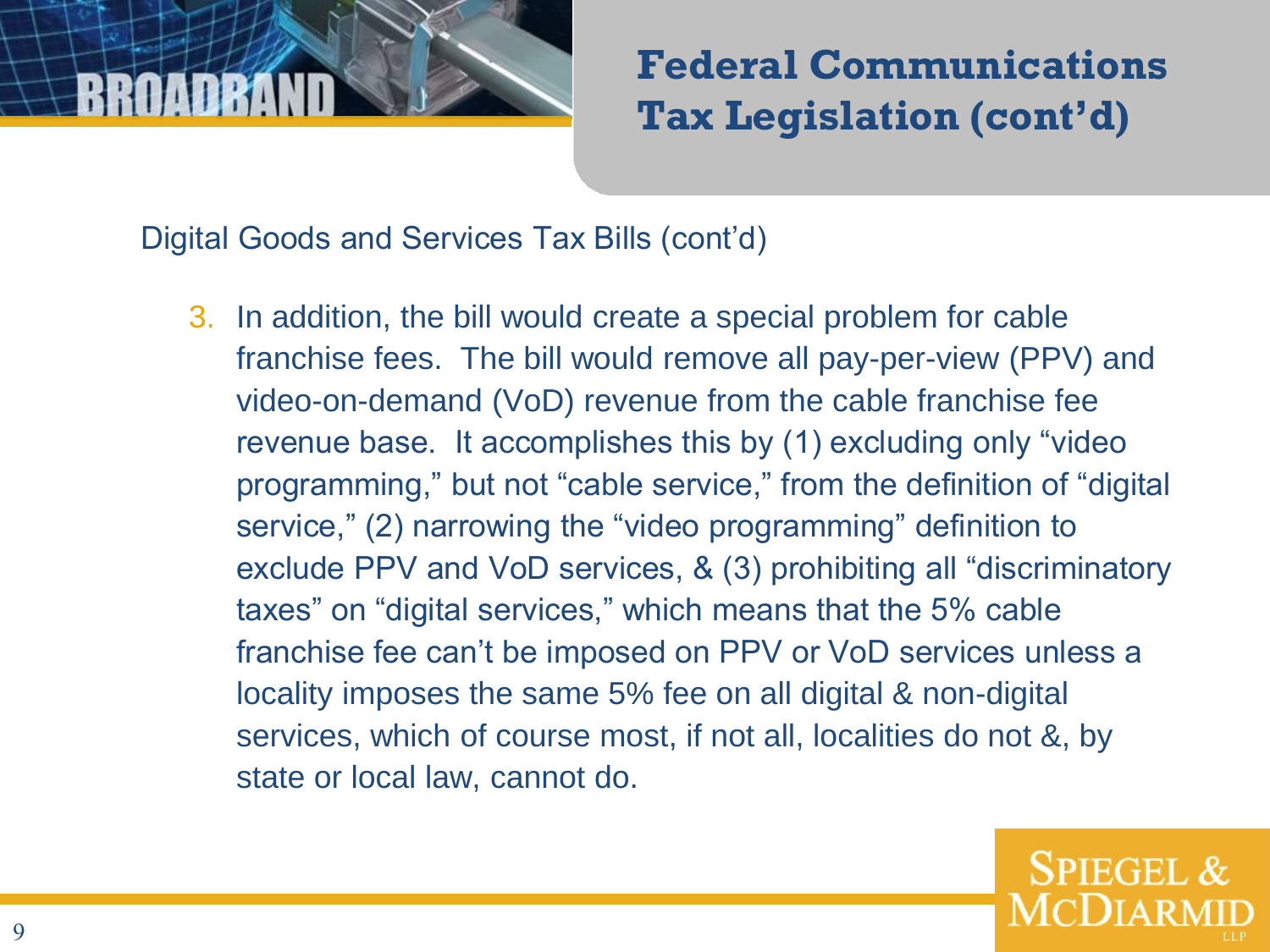# Federal Communications Tax Legislation (cont'd)

Digital Goods and Services Tax Bills (cont'd)

3. In addition, the bill would create a special problem for cable franchise fees. The bill would remove all pay-per-view (PPV) and video-on-demand (VoD) revenue from the cable franchise fee revenue base. It accomplishes this by (1) excluding only "video programming," but not "cable service," from the definition of "digital service," (2) narrowing the "video programming" definition to exclude PPV and VoD services, & (3) prohibiting all "discriminatory taxes" on "digital services," which means that the 5% cable franchise fee can't be imposed on PPV or VoD services unless a locality imposes the same 5% fee on all digital & non-digital services, which of course most, if not all, localities do not &, by state or local law, cannot do.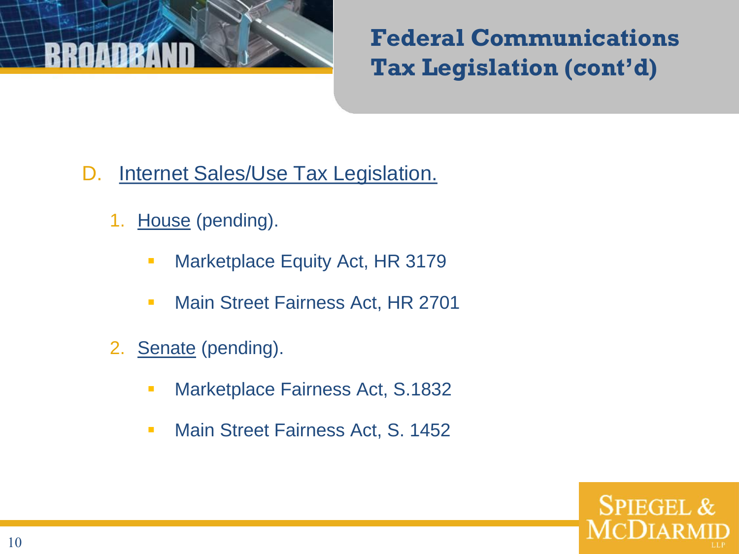# Federal Communications Tax Legislation (cont'd)

D. Internet Sales/Use Tax Legislation.

1. House (pending).
   - Marketplace Equity Act, HR 3179
   - Main Street Fairness Act, HR 2701
2. Senate (pending).
   - Marketplace Fairness Act, S.1832
   - Main Street Fairness Act, S. 1452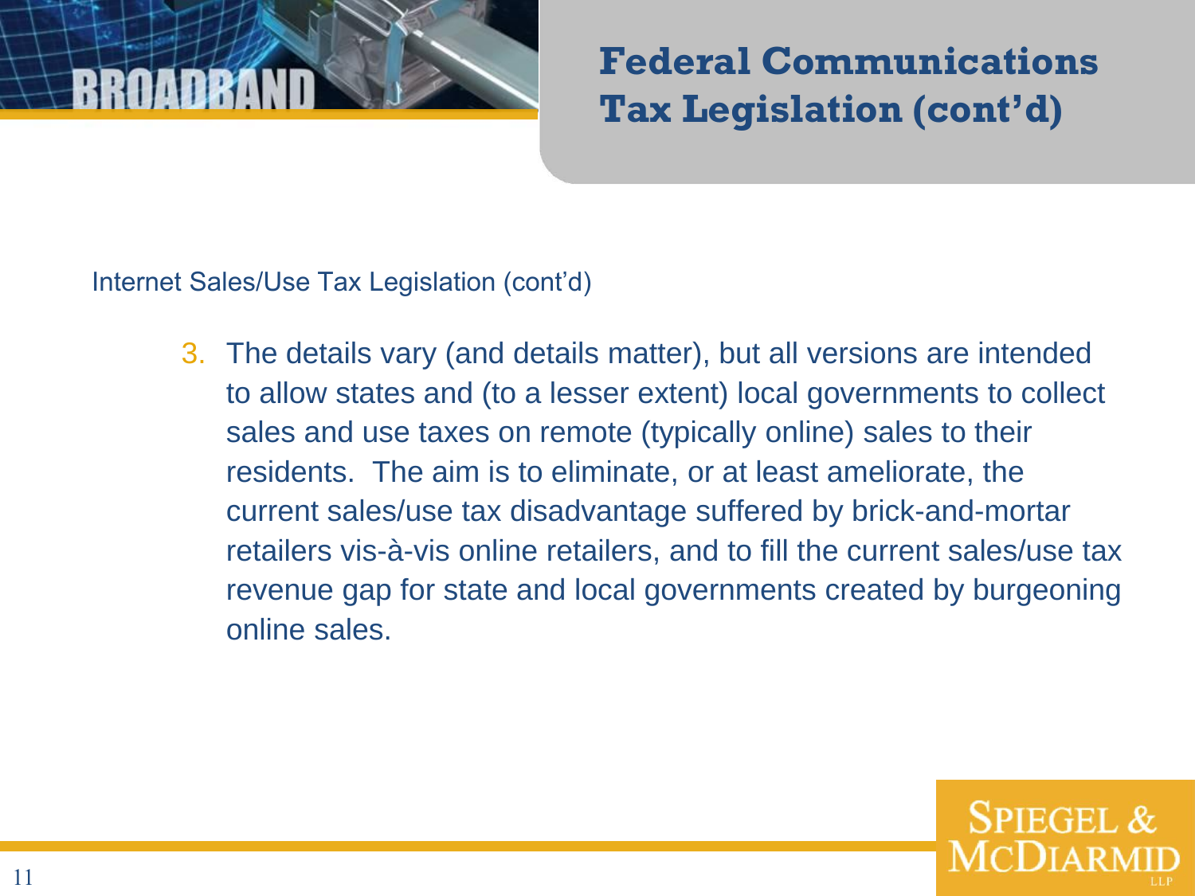# Federal Communications Tax Legislation (cont'd)

Internet Sales/Use Tax Legislation (cont'd)

3. The details vary (and details matter), but all versions are intended to allow states and (to a lesser extent) local governments to collect sales and use taxes on remote (typically online) sales to their residents. The aim is to eliminate, or at least ameliorate, the current sales/use tax disadvantage suffered by brick-and-mortar retailers vis-à-vis online retailers, and to fill the current sales/use tax revenue gap for state and local governments created by burgeoning online sales.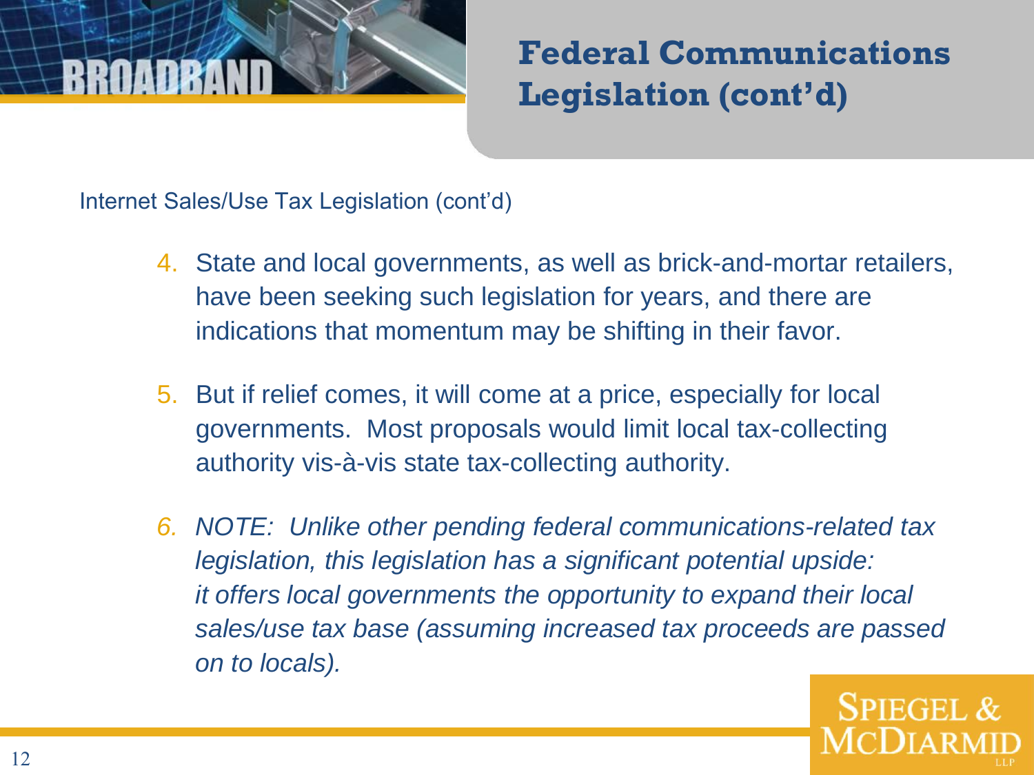# Federal Communications Legislation (cont'd)

Internet Sales/Use Tax Legislation (cont'd)

4. State and local governments, as well as brick-and-mortar retailers, have been seeking such legislation for years, and there are indications that momentum may be shifting in their favor.
5. But if relief comes, it will come at a price, especially for local governments. Most proposals would limit local tax-collecting authority vis-à-vis state tax-collecting authority.
6. *NOTE: Unlike other pending federal communications-related tax legislation, this legislation has a significant potential upside: it offers local governments the opportunity to expand their local sales/use tax base (assuming increased tax proceeds are passed on to locals).*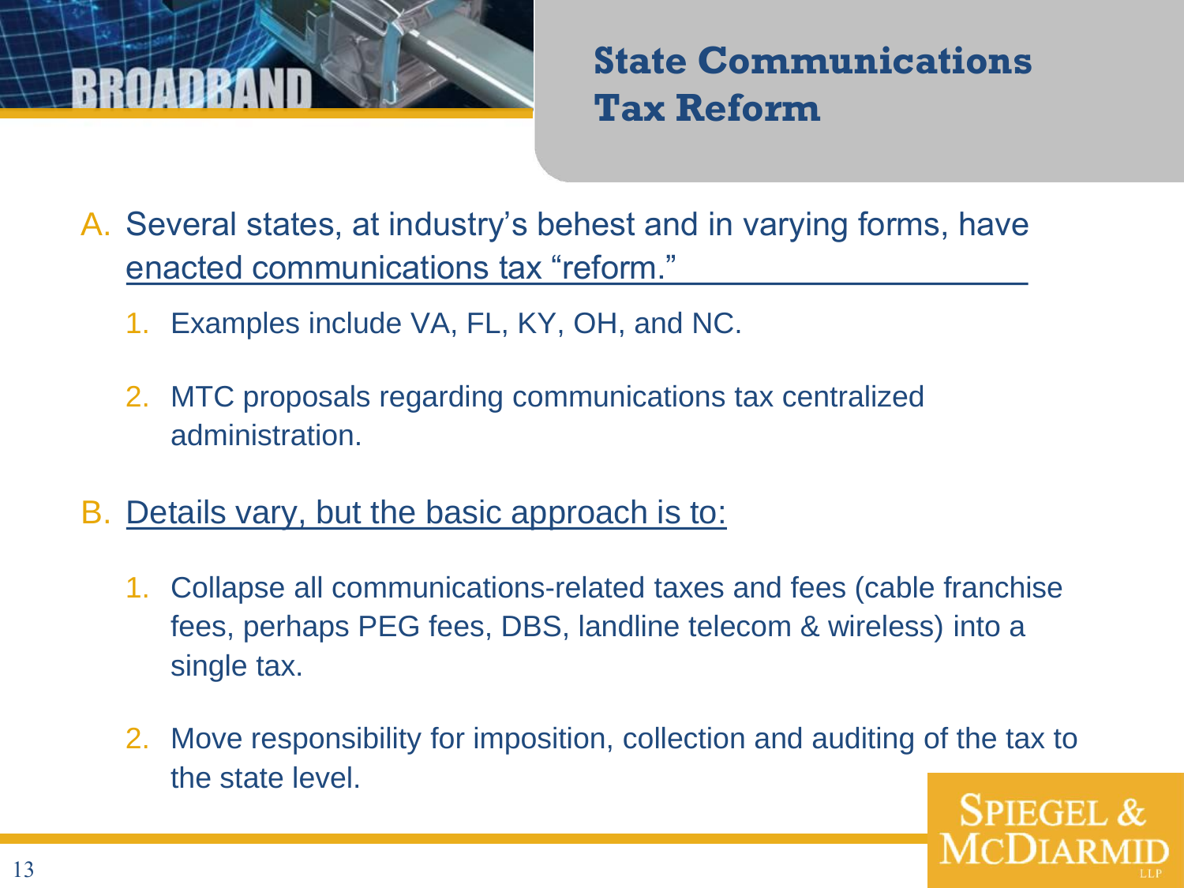# State Communications Tax Reform

A. Several states, at industry's behest and in varying forms, have enacted communications tax "reform."

   1. Examples include VA, FL, KY, OH, and NC.

   2. MTC proposals regarding communications tax centralized administration.

B. Details vary, but the basic approach is to:

   1. Collapse all communications-related taxes and fees (cable franchise fees, perhaps PEG fees, DBS, landline telecom & wireless) into a single tax.

   2. Move responsibility for imposition, collection and auditing of the tax to the state level.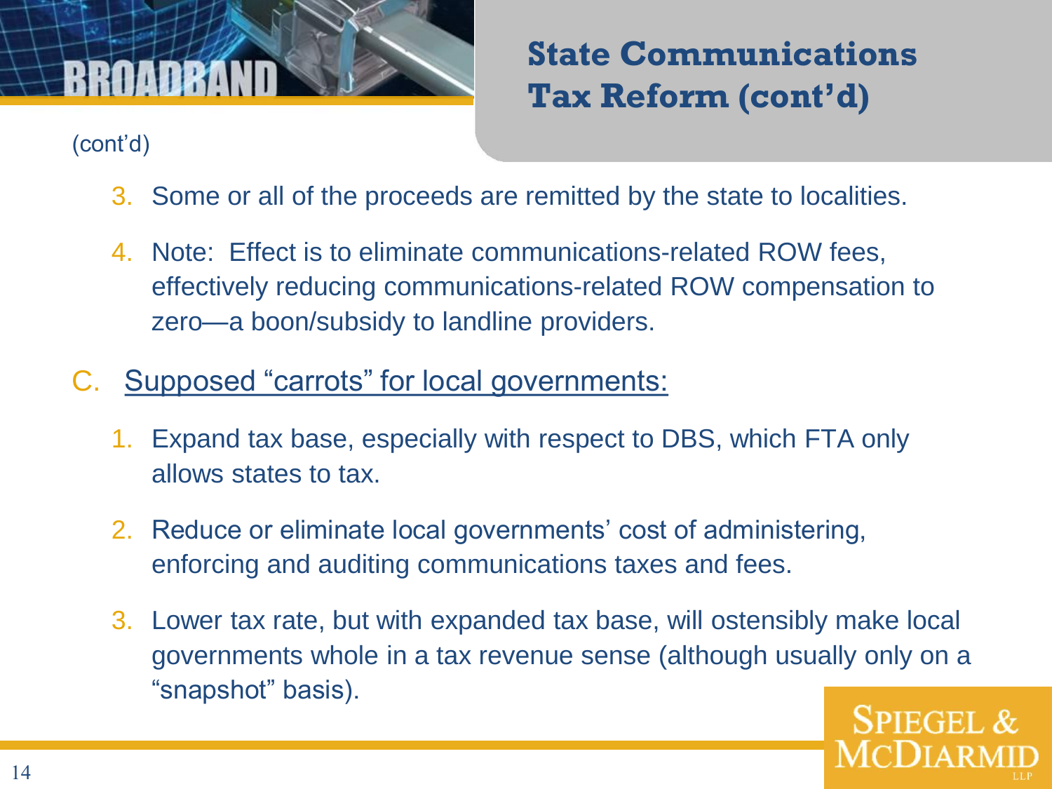## State Communications Tax Reform (cont'd)

(cont'd)

3. Some or all of the proceeds are remitted by the state to localities.
4. Note: Effect is to eliminate communications-related ROW fees, effectively reducing communications-related ROW compensation to zero—a boon/subsidy to landline providers.

C. <u>Supposed "carrots" for local governments:</u>

1. Expand tax base, especially with respect to DBS, which FTA only allows states to tax.
2. Reduce or eliminate local governments' cost of administering, enforcing and auditing communications taxes and fees.
3. Lower tax rate, but with expanded tax base, will ostensibly make local governments whole in a tax revenue sense (although usually only on a "snapshot" basis).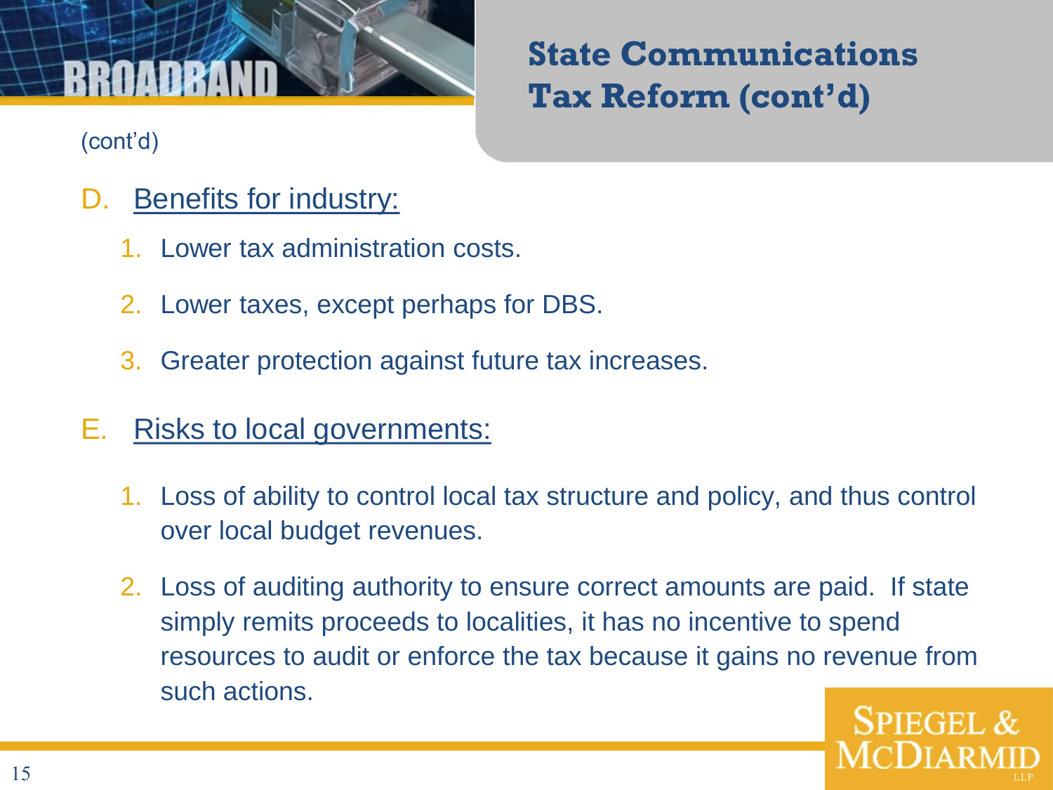# State Communications Tax Reform (cont'd)

(cont'd)

D. Benefits for industry:

1. Lower tax administration costs.
2. Lower taxes, except perhaps for DBS.
3. Greater protection against future tax increases.

E. Risks to local governments:

1. Loss of ability to control local tax structure and policy, and thus control over local budget revenues.
2. Loss of auditing authority to ensure correct amounts are paid. If state simply remits proceeds to localities, it has no incentive to spend resources to audit or enforce the tax because it gains no revenue from such actions.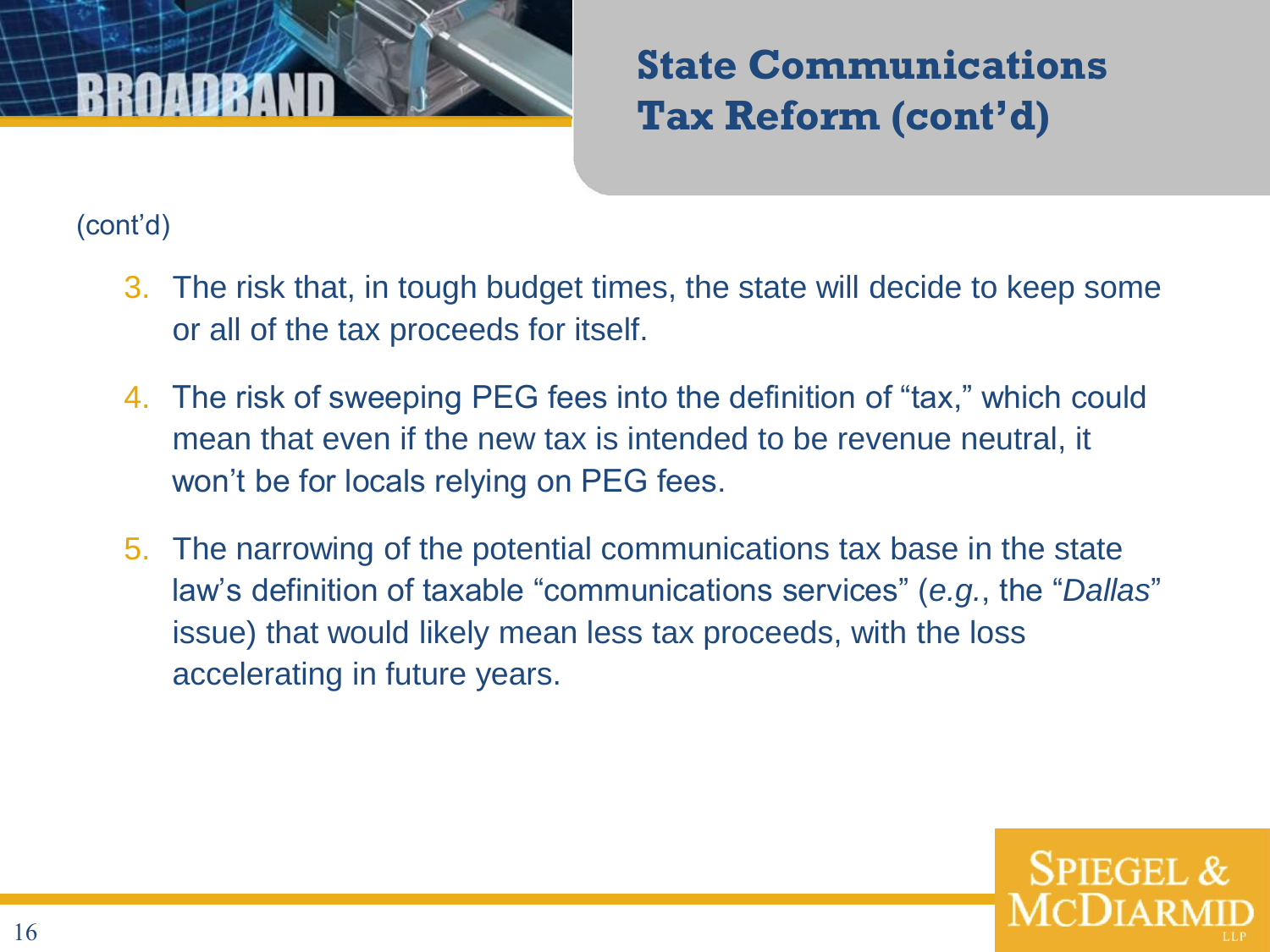# State Communications Tax Reform (cont'd)

(cont'd)

3. The risk that, in tough budget times, the state will decide to keep some or all of the tax proceeds for itself.
4. The risk of sweeping PEG fees into the definition of "tax," which could mean that even if the new tax is intended to be revenue neutral, it won't be for locals relying on PEG fees.
5. The narrowing of the potential communications tax base in the state law's definition of taxable "communications services" (*e.g.*, the "*Dallas*" issue) that would likely mean less tax proceeds, with the loss accelerating in future years.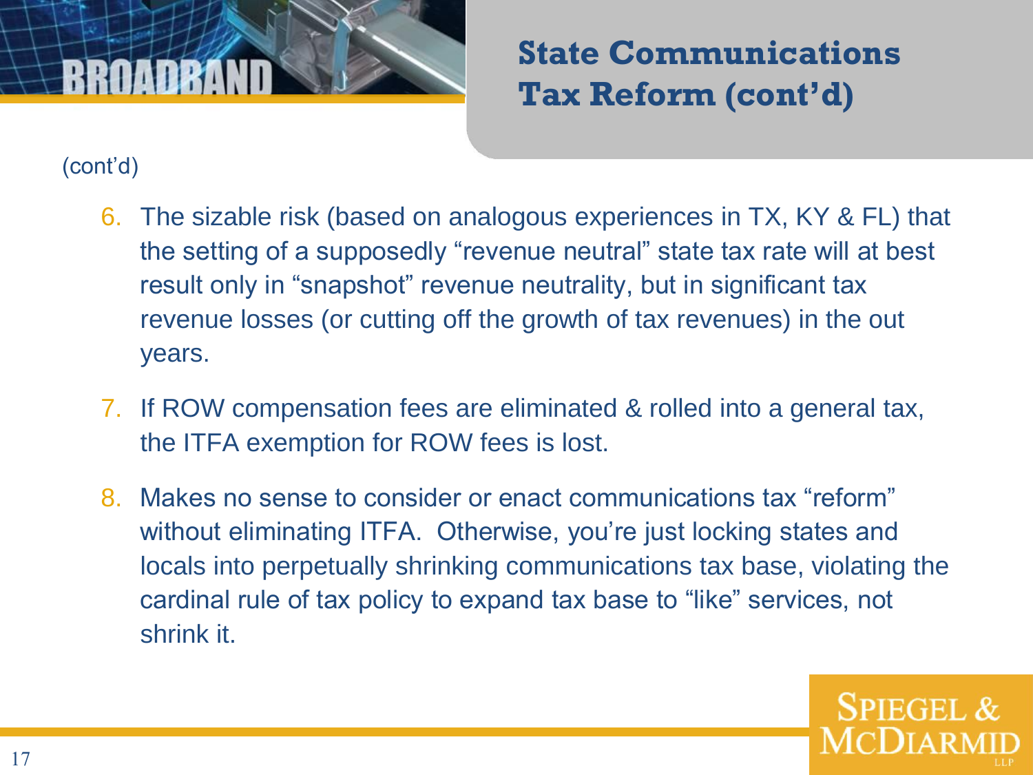# State Communications Tax Reform (cont'd)

(cont'd)

6. The sizable risk (based on analogous experiences in TX, KY & FL) that the setting of a supposedly "revenue neutral" state tax rate will at best result only in "snapshot" revenue neutrality, but in significant tax revenue losses (or cutting off the growth of tax revenues) in the out years.
7. If ROW compensation fees are eliminated & rolled into a general tax, the ITFA exemption for ROW fees is lost.
8. Makes no sense to consider or enact communications tax "reform" without eliminating ITFA. Otherwise, you're just locking states and locals into perpetually shrinking communications tax base, violating the cardinal rule of tax policy to expand tax base to "like" services, not shrink it.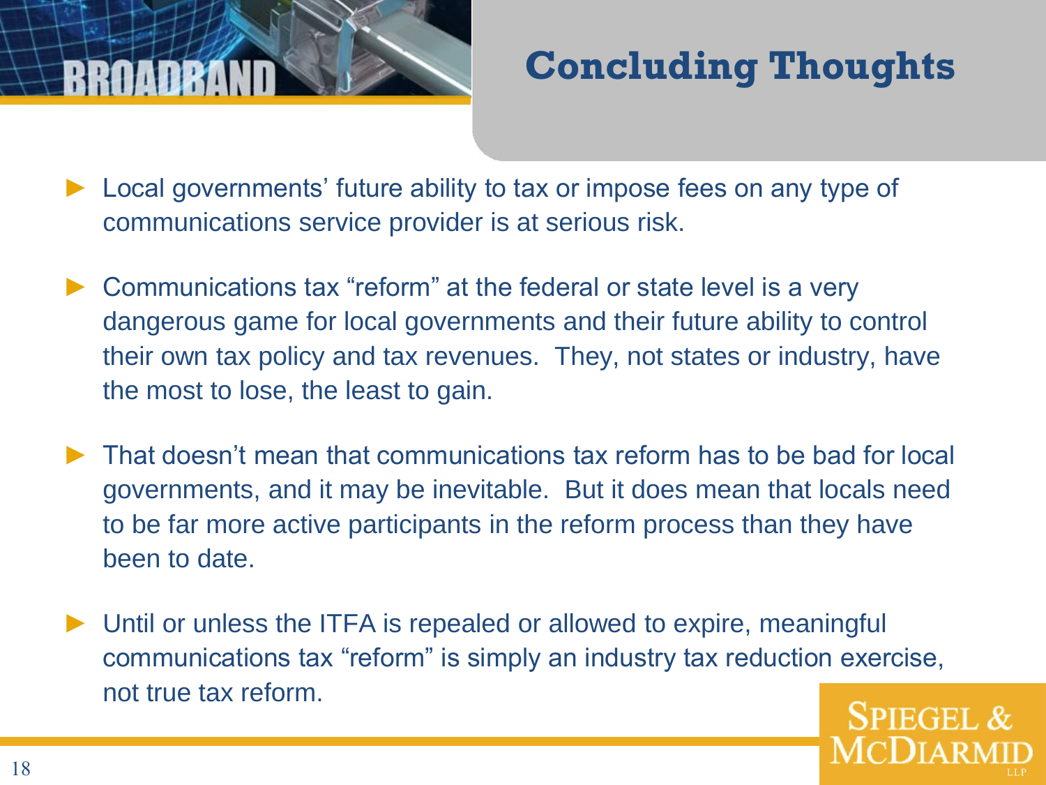# Concluding Thoughts

- Local governments' future ability to tax or impose fees on any type of communications service provider is at serious risk.

- Communications tax "reform" at the federal or state level is a very dangerous game for local governments and their future ability to control their own tax policy and tax revenues. They, not states or industry, have the most to lose, the least to gain.

- That doesn't mean that communications tax reform has to be bad for local governments, and it may be inevitable. But it does mean that locals need to be far more active participants in the reform process than they have been to date.

- Until or unless the ITFA is repealed or allowed to expire, meaningful communications tax "reform" is simply an industry tax reduction exercise, not true tax reform.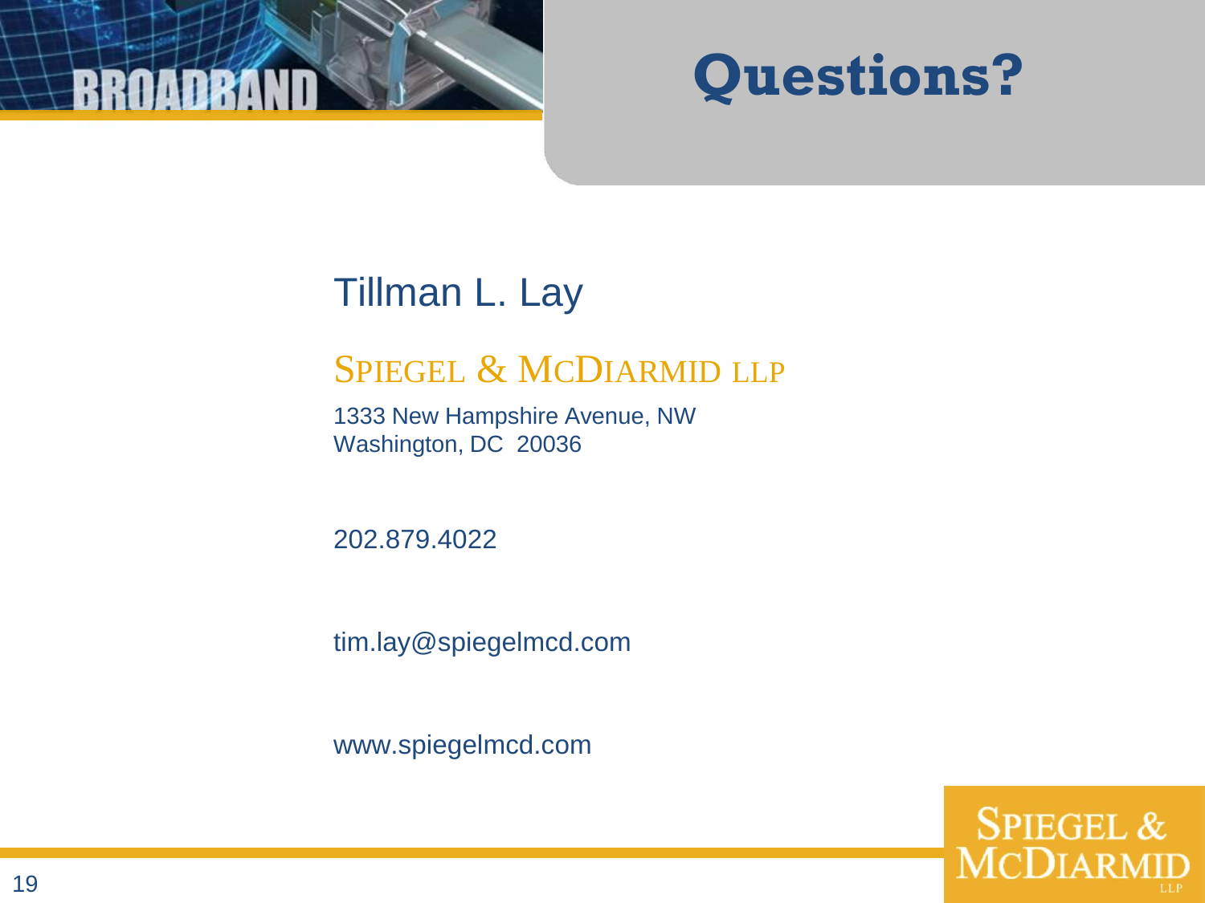# Questions?

Tillman L. Lay

SPIEGEL & MCDIARMID LLP

1333 New Hampshire Avenue, NW
Washington, DC 20036

202.879.4022

tim.lay@spiegelmcd.com

www.spiegelmcd.com